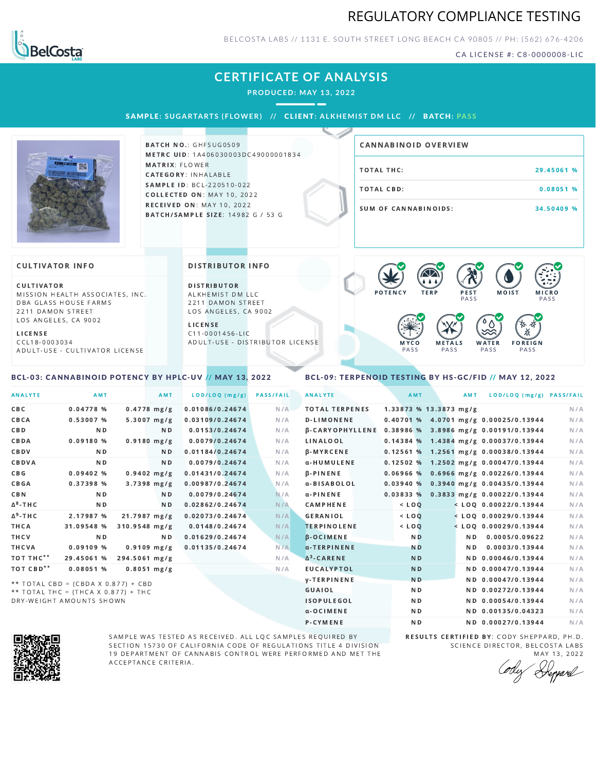# REGULATORY COMPLIANCE TESTING

BELCOSTA LABS // 1131 E. SOUTH STREET LONG BEACH CA 90805 // PH: (562) 676-4206

CA LICENSE #: C8-0000008-LIC

## CERTIFICATE OF ANALYSIS

**PRODUCED: MAY 13, 2022**

**SAMPLE:** SUGARTARTS (FLOWER) // **CLIENT:** ALKHEMIST DM LLC // **BATCH:** PASS

**BATCH NO.:** GHFSUG0509
**METRC UID:** 1A406030003DC49000001834
**MATRIX:** FLOWER
**CATEGORY:** INHALABLE
**SAMPLE ID:** BCL-220510-022
**COLLECTED ON:** MAY 10, 2022
**RECEIVED ON:** MAY 10, 2022
**BATCH/SAMPLE SIZE:** 14982 G / 53 G

### CANNABINOID OVERVIEW

| | |
|---|---|
| TOTAL THC: | 29.45061 % |
| TOTAL CBD: | 0.08051 % |
| SUM OF CANNABINOIDS: | 34.50409 % |

### CULTIVATOR INFO

**CULTIVATOR**
MISSION HEALTH ASSOCIATES, INC.
DBA GLASS HOUSE FARMS
2211 DAMON STREET
LOS ANGELES, CA 9002

**LICENSE**
CCL18-0003034
ADULT-USE - CULTIVATOR LICENSE

### DISTRIBUTOR INFO

**DISTRIBUTOR**
ALKHEMIST DM LLC
2211 DAMON STREET
LOS ANGELES, CA 9002

**LICENSE**
C11-0001456-LIC
ADULT-USE - DISTRIBUTOR LICENSE

POTENCY | TERP | PEST PASS | MOIST | MICRO PASS | MYCO PASS | METALS PASS | WATER PASS | FOREIGN PASS

### BCL-03: CANNABINOID POTENCY BY HPLC-UV // MAY 13, 2022

| ANALYTE | AMT | AMT | LOD/LOQ (mg/g) | PASS/FAIL |
|---|---|---|---|---|
| CBC | 0.04778 % | 0.4778 mg/g | 0.01086/0.24674 | N/A |
| CBCA | 0.53007 % | 5.3007 mg/g | 0.03109/0.24674 | N/A |
| CBD | ND | ND | 0.0153/0.24674 | N/A |
| CBDA | 0.09180 % | 0.9180 mg/g | 0.0079/0.24674 | N/A |
| CBDV | ND | ND | 0.01184/0.24674 | N/A |
| CBDVA | ND | ND | 0.0079/0.24674 | N/A |
| CBG | 0.09402 % | 0.9402 mg/g | 0.01431/0.24674 | N/A |
| CBGA | 0.37398 % | 3.7398 mg/g | 0.00987/0.24674 | N/A |
| CBN | ND | ND | 0.0079/0.24674 | N/A |
| Δ8-THC | ND | ND | 0.02862/0.24674 | N/A |
| Δ9-THC | 2.17987 % | 21.7987 mg/g | 0.02073/0.24674 | N/A |
| THCA | 31.09548 % | 310.9548 mg/g | 0.0148/0.24674 | N/A |
| THCV | ND | ND | 0.01629/0.24674 | N/A |
| THCVA | 0.09109 % | 0.9109 mg/g | 0.01135/0.24674 | N/A |
| TOT THC** | 29.45061 % | 294.5061 mg/g | | N/A |
| TOT CBD** | 0.08051 % | 0.8051 mg/g | | N/A |

** TOTAL CBD = (CBDA X 0.877) + CBD
** TOTAL THC = (THCA X 0.877) + THC
DRY-WEIGHT AMOUNTS SHOWN

### BCL-09: TERPENOID TESTING BY HS-GC/FID // MAY 12, 2022

| ANALYTE | AMT | AMT | LOD/LOQ (mg/g) | PASS/FAIL |
|---|---|---|---|---|
| TOTAL TERPENES | 1.33873 % | 13.3873 mg/g | | N/A |
| D-LIMONENE | 0.40701 % | 4.0701 mg/g | 0.00025/0.13944 | N/A |
| β-CARYOPHYLLENE | 0.38986 % | 3.8986 mg/g | 0.00191/0.13944 | N/A |
| LINALOOL | 0.14384 % | 1.4384 mg/g | 0.00037/0.13944 | N/A |
| β-MYRCENE | 0.12561 % | 1.2561 mg/g | 0.00038/0.13944 | N/A |
| α-HUMULENE | 0.12502 % | 1.2502 mg/g | 0.00047/0.13944 | N/A |
| β-PINENE | 0.06966 % | 0.6966 mg/g | 0.00226/0.13944 | N/A |
| α-BISABOLOL | 0.03940 % | 0.3940 mg/g | 0.00435/0.13944 | N/A |
| α-PINENE | 0.03833 % | 0.3833 mg/g | 0.00022/0.13944 | N/A |
| CAMPHENE | < LOQ | < LOQ | 0.00022/0.13944 | N/A |
| GERANIOL | < LOQ | < LOQ | 0.00029/0.13944 | N/A |
| TERPINOLENE | < LOQ | < LOQ | 0.00029/0.13944 | N/A |
| β-OCIMENE | ND | ND | 0.0005/0.09622 | N/A |
| α-TERPINENE | ND | ND | 0.0003/0.13944 | N/A |
| Δ3-CARENE | ND | ND | 0.00046/0.13944 | N/A |
| EUCALYPTOL | ND | ND | 0.00047/0.13944 | N/A |
| γ-TERPINENE | ND | ND | 0.00047/0.13944 | N/A |
| GUAIOL | ND | ND | 0.00272/0.13944 | N/A |
| ISOPULEGOL | ND | ND | 0.00054/0.13944 | N/A |
| α-OCIMENE | ND | ND | 0.00135/0.04323 | N/A |
| P-CYMENE | ND | ND | 0.00027/0.13944 | N/A |

SAMPLE WAS TESTED AS RECEIVED. ALL LQC SAMPLES REQUIRED BY SECTION 15730 OF CALIFORNIA CODE OF REGULATIONS TITLE 4 DIVISION 19 DEPARTMENT OF CANNABIS CONTROL WERE PERFORMED AND MET THE ACCEPTANCE CRITERIA.

**RESULTS CERTIFIED BY:** CODY SHEPPARD, PH.D.
SCIENCE DIRECTOR, BELCOSTA LABS
MAY 13, 2022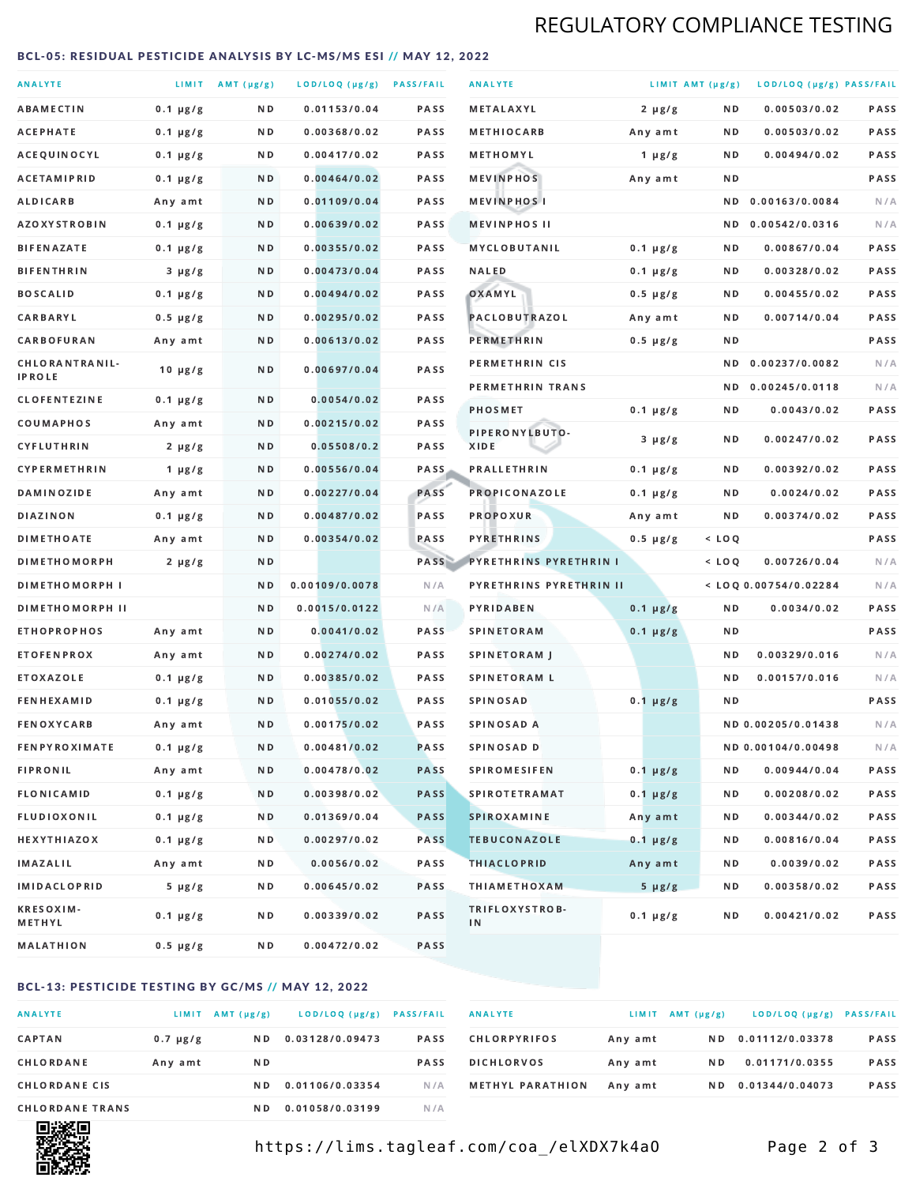## REGULATORY COMPLIANCE TESTING

### BCL-05: RESIDUAL PESTICIDE ANALYSIS BY LC-MS/MS ESI // MAY 12, 2022

| ANALYTE | LIMIT | AMT (μg/g) | LOD/LOQ (μg/g) | PASS/FAIL |
|---|---|---|---|---|
| ABAMECTIN | 0.1 μg/g | ND | 0.01153/0.04 | PASS |
| ACEPHATE | 0.1 μg/g | ND | 0.00368/0.02 | PASS |
| ACEQUINOCYL | 0.1 μg/g | ND | 0.00417/0.02 | PASS |
| ACETAMIPRID | 0.1 μg/g | ND | 0.00464/0.02 | PASS |
| ALDICARB | Any amt | ND | 0.01109/0.04 | PASS |
| AZOXYSTROBIN | 0.1 μg/g | ND | 0.00639/0.02 | PASS |
| BIFENAZATE | 0.1 μg/g | ND | 0.00355/0.02 | PASS |
| BIFENTHRIN | 3 μg/g | ND | 0.00473/0.04 | PASS |
| BOSCALID | 0.1 μg/g | ND | 0.00494/0.02 | PASS |
| CARBARYL | 0.5 μg/g | ND | 0.00295/0.02 | PASS |
| CARBOFURAN | Any amt | ND | 0.00613/0.02 | PASS |
| CHLORANTRANIL-IPROLE | 10 μg/g | ND | 0.00697/0.04 | PASS |
| CLOFENTEZINE | 0.1 μg/g | ND | 0.0054/0.02 | PASS |
| COUMAPHOS | Any amt | ND | 0.00215/0.02 | PASS |
| CYFLUTHRIN | 2 μg/g | ND | 0.05508/0.2 | PASS |
| CYPERMETHRIN | 1 μg/g | ND | 0.00556/0.04 | PASS |
| DAMINOZIDE | Any amt | ND | 0.00227/0.04 | PASS |
| DIAZINON | 0.1 μg/g | ND | 0.00487/0.02 | PASS |
| DIMETHOATE | Any amt | ND | 0.00354/0.02 | PASS |
| DIMETHOMORPH | 2 μg/g | ND | | PASS |
| DIMETHOMORPH I | | ND | 0.00109/0.0078 | N/A |
| DIMETHOMORPH II | | ND | 0.0015/0.0122 | N/A |
| ETHOPROPHOS | Any amt | ND | 0.0041/0.02 | PASS |
| ETOFENPROX | Any amt | ND | 0.00274/0.02 | PASS |
| ETOXAZOLE | 0.1 μg/g | ND | 0.00385/0.02 | PASS |
| FENHEXAMID | 0.1 μg/g | ND | 0.01055/0.02 | PASS |
| FENOXYCARB | Any amt | ND | 0.00175/0.02 | PASS |
| FENPYROXIMATE | 0.1 μg/g | ND | 0.00481/0.02 | PASS |
| FIPRONIL | Any amt | ND | 0.00478/0.02 | PASS |
| FLONICAMID | 0.1 μg/g | ND | 0.00398/0.02 | PASS |
| FLUDIOXONIL | 0.1 μg/g | ND | 0.01369/0.04 | PASS |
| HEXYTHIAZOX | 0.1 μg/g | ND | 0.00297/0.02 | PASS |
| IMAZALIL | Any amt | ND | 0.0056/0.02 | PASS |
| IMIDACLOPRID | 5 μg/g | ND | 0.00645/0.02 | PASS |
| KRESOXIM-METHYL | 0.1 μg/g | ND | 0.00339/0.02 | PASS |
| MALATHION | 0.5 μg/g | ND | 0.00472/0.02 | PASS |
| METALAXYL | 2 μg/g | ND | 0.00503/0.02 | PASS |
| METHIOCARB | Any amt | ND | 0.00503/0.02 | PASS |
| METHOMYL | 1 μg/g | ND | 0.00494/0.02 | PASS |
| MEVINPHOS | Any amt | ND | | PASS |
| MEVINPHOS I | | ND | 0.00163/0.0084 | N/A |
| MEVINPHOS II | | ND | 0.00542/0.0316 | N/A |
| MYCLOBUTANIL | 0.1 μg/g | ND | 0.00867/0.04 | PASS |
| NALED | 0.1 μg/g | ND | 0.00328/0.02 | PASS |
| OXAMYL | 0.5 μg/g | ND | 0.00455/0.02 | PASS |
| PACLOBUTRAZOL | Any amt | ND | 0.00714/0.04 | PASS |
| PERMETHRIN | 0.5 μg/g | ND | | PASS |
| PERMETHRIN CIS | | ND | 0.00237/0.0082 | N/A |
| PERMETHRIN TRANS | | ND | 0.00245/0.0118 | N/A |
| PHOSMET | 0.1 μg/g | ND | 0.0043/0.02 | PASS |
| PIPERONYLBUTO-XIDE | 3 μg/g | ND | 0.00247/0.02 | PASS |
| PRALLETHRIN | 0.1 μg/g | ND | 0.00392/0.02 | PASS |
| PROPICONAZOLE | 0.1 μg/g | ND | 0.0024/0.02 | PASS |
| PROPOXUR | Any amt | ND | 0.00374/0.02 | PASS |
| PYRETHRINS | 0.5 μg/g | < LOQ | | PASS |
| PYRETHRINS PYRETHRIN I | | < LOQ | 0.00726/0.04 | N/A |
| PYRETHRINS PYRETHRIN II | | < LOQ | 0.00754/0.02284 | N/A |
| PYRIDABEN | 0.1 μg/g | ND | 0.0034/0.02 | PASS |
| SPINETORAM | 0.1 μg/g | ND | | PASS |
| SPINETORAM J | | ND | 0.00329/0.016 | N/A |
| SPINETORAM L | | ND | 0.00157/0.016 | N/A |
| SPINOSAD | 0.1 μg/g | ND | | PASS |
| SPINOSAD A | | ND | 0.00205/0.01438 | N/A |
| SPINOSAD D | | ND | 0.00104/0.00498 | N/A |
| SPIROMESIFEN | 0.1 μg/g | ND | 0.00944/0.04 | PASS |
| SPIROTETRAMAT | 0.1 μg/g | ND | 0.00208/0.02 | PASS |
| SPIROXAMINE | Any amt | ND | 0.00344/0.02 | PASS |
| TEBUCONAZOLE | 0.1 μg/g | ND | 0.00816/0.04 | PASS |
| THIACLOPRID | Any amt | ND | 0.0039/0.02 | PASS |
| THIAMETHOXAM | 5 μg/g | ND | 0.00358/0.02 | PASS |
| TRIFLOXYSTROB-IN | 0.1 μg/g | ND | 0.00421/0.02 | PASS |

### BCL-13: PESTICIDE TESTING BY GC/MS // MAY 12, 2022

| ANALYTE | LIMIT | AMT (μg/g) | LOD/LOQ (μg/g) | PASS/FAIL |
|---|---|---|---|---|
| CAPTAN | 0.7 μg/g | ND | 0.03128/0.09473 | PASS |
| CHLORDANE | Any amt | ND | | PASS |
| CHLORDANE CIS | | ND | 0.01106/0.03354 | N/A |
| CHLORDANE TRANS | | ND | 0.01058/0.03199 | N/A |
| CHLORPYRIFOS | Any amt | ND | 0.01112/0.03378 | PASS |
| DICHLORVOS | Any amt | ND | 0.01171/0.0355 | PASS |
| METHYL PARATHION | Any amt | ND | 0.01344/0.04073 | PASS |

https://lims.tagleaf.com/coa_/elXDX7k4aO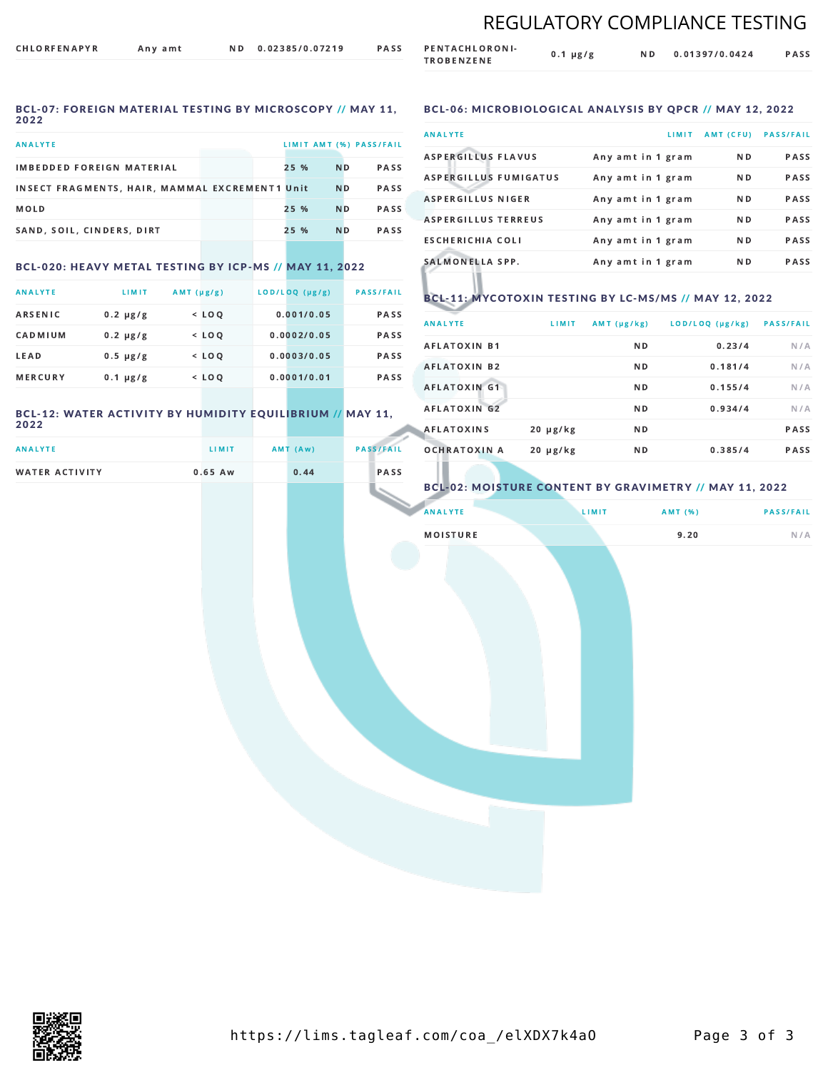## REGULATORY COMPLIANCE TESTING

| | | | | |
|---|---|---|---|---|
| CHLORFENAPYR | Any amt | ND | 0.02385/0.07219 | PASS |
| PENTACHLORONITROBENZENE | 0.1 µg/g | ND | 0.01397/0.0424 | PASS |

### BCL-07: FOREIGN MATERIAL TESTING BY MICROSCOPY // MAY 11, 2022

| ANALYTE | LIMIT | AMT (%) | PASS/FAIL |
|---|---|---|---|
| IMBEDDED FOREIGN MATERIAL | 25 % | ND | PASS |
| INSECT FRAGMENTS, HAIR, MAMMAL EXCREMENT | 1 Unit | ND | PASS |
| MOLD | 25 % | ND | PASS |
| SAND, SOIL, CINDERS, DIRT | 25 % | ND | PASS |

### BCL-020: HEAVY METAL TESTING BY ICP-MS // MAY 11, 2022

| ANALYTE | LIMIT | AMT (µg/g) | LOD/LOQ (µg/g) | PASS/FAIL |
|---|---|---|---|---|
| ARSENIC | 0.2 µg/g | < LOQ | 0.001/0.05 | PASS |
| CADMIUM | 0.2 µg/g | < LOQ | 0.0002/0.05 | PASS |
| LEAD | 0.5 µg/g | < LOQ | 0.0003/0.05 | PASS |
| MERCURY | 0.1 µg/g | < LOQ | 0.0001/0.01 | PASS |

### BCL-12: WATER ACTIVITY BY HUMIDITY EQUILIBRIUM // MAY 11, 2022

| ANALYTE | LIMIT | AMT (Aw) | PASS/FAIL |
|---|---|---|---|
| WATER ACTIVITY | 0.65 Aw | 0.44 | PASS |

### BCL-06: MICROBIOLOGICAL ANALYSIS BY QPCR // MAY 12, 2022

| ANALYTE | LIMIT | AMT (CFU) | PASS/FAIL |
|---|---|---|---|
| ASPERGILLUS FLAVUS | Any amt in 1 gram | ND | PASS |
| ASPERGILLUS FUMIGATUS | Any amt in 1 gram | ND | PASS |
| ASPERGILLUS NIGER | Any amt in 1 gram | ND | PASS |
| ASPERGILLUS TERREUS | Any amt in 1 gram | ND | PASS |
| ESCHERICHIA COLI | Any amt in 1 gram | ND | PASS |
| SALMONELLA SPP. | Any amt in 1 gram | ND | PASS |

### BCL-11: MYCOTOXIN TESTING BY LC-MS/MS // MAY 12, 2022

| ANALYTE | LIMIT | AMT (µg/kg) | LOD/LOQ (µg/kg) | PASS/FAIL |
|---|---|---|---|---|
| AFLATOXIN B1 | | ND | 0.23/4 | N/A |
| AFLATOXIN B2 | | ND | 0.181/4 | N/A |
| AFLATOXIN G1 | | ND | 0.155/4 | N/A |
| AFLATOXIN G2 | | ND | 0.934/4 | N/A |
| AFLATOXINS | 20 µg/kg | ND | | PASS |
| OCHRATOXIN A | 20 µg/kg | ND | 0.385/4 | PASS |

### BCL-02: MOISTURE CONTENT BY GRAVIMETRY // MAY 11, 2022

| ANALYTE | LIMIT | AMT (%) | PASS/FAIL |
|---|---|---|---|
| MOISTURE | | 9.20 | N/A |

https://lims.tagleaf.com/coa_/elXDX7k4aO